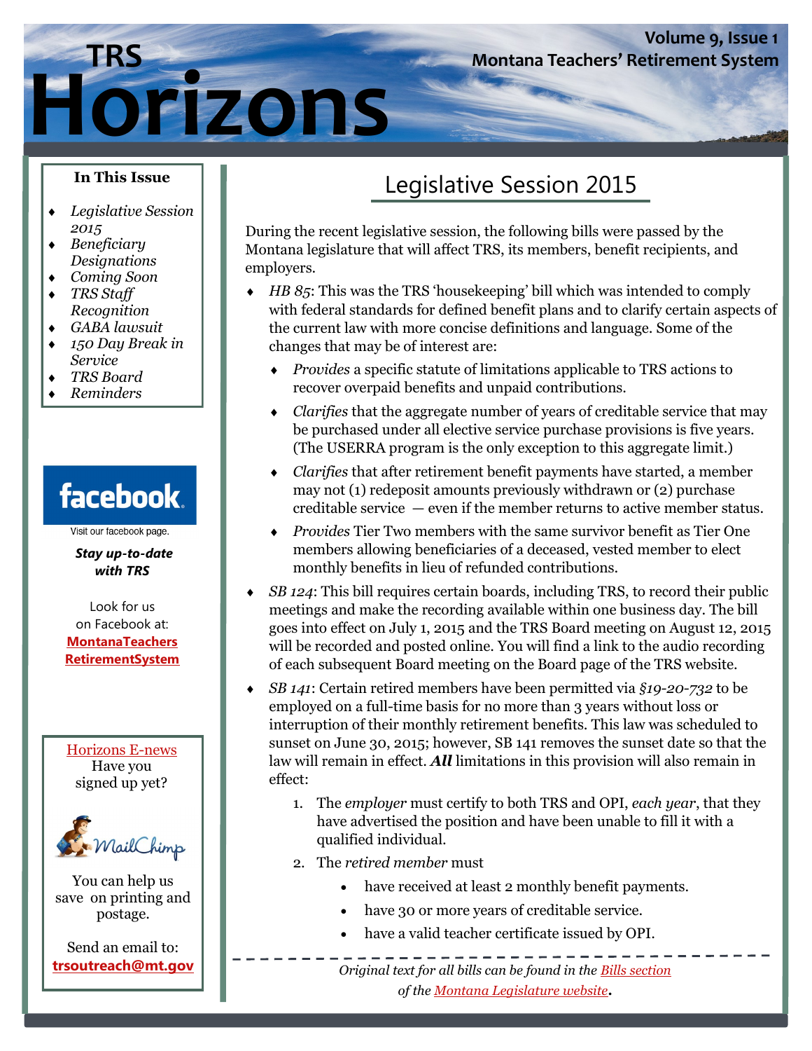# TRS Horizons

Volume 9, Issue 1
Montana Teachers' Retirement System

**In This Issue**

- *Legislative Session 2015*
- *Beneficiary Designations*
- *Coming Soon*
- *TRS Staff Recognition*
- *GABA lawsuit*
- *150 Day Break in Service*
- *TRS Board*
- *Reminders*

facebook

Visit our facebook page.

***Stay up-to-date with TRS***

Look for us on Facebook at: **MontanaTeachers RetirementSystem**

Horizons E-news
Have you signed up yet?

MailChimp

You can help us save on printing and postage.

Send an email to: **trsoutreach@mt.gov**

## Legislative Session 2015

During the recent legislative session, the following bills were passed by the Montana legislature that will affect TRS, its members, benefit recipients, and employers.

- *HB 85*: This was the TRS 'housekeeping' bill which was intended to comply with federal standards for defined benefit plans and to clarify certain aspects of the current law with more concise definitions and language. Some of the changes that may be of interest are:
  - *Provides* a specific statute of limitations applicable to TRS actions to recover overpaid benefits and unpaid contributions.
  - *Clarifies* that the aggregate number of years of creditable service that may be purchased under all elective service purchase provisions is five years. (The USERRA program is the only exception to this aggregate limit.)
  - *Clarifies* that after retirement benefit payments have started, a member may not (1) redeposit amounts previously withdrawn or (2) purchase creditable service — even if the member returns to active member status.
  - *Provides* Tier Two members with the same survivor benefit as Tier One members allowing beneficiaries of a deceased, vested member to elect monthly benefits in lieu of refunded contributions.
- *SB 124*: This bill requires certain boards, including TRS, to record their public meetings and make the recording available within one business day. The bill goes into effect on July 1, 2015 and the TRS Board meeting on August 12, 2015 will be recorded and posted online. You will find a link to the audio recording of each subsequent Board meeting on the Board page of the TRS website.
- *SB 141*: Certain retired members have been permitted via *§19-20-732* to be employed on a full-time basis for no more than 3 years without loss or interruption of their monthly retirement benefits. This law was scheduled to sunset on June 30, 2015; however, SB 141 removes the sunset date so that the law will remain in effect. ***All*** limitations in this provision will also remain in effect:
  1. The *employer* must certify to both TRS and OPI, *each year*, that they have advertised the position and have been unable to fill it with a qualified individual.
  2. The *retired member* must
     - have received at least 2 monthly benefit payments.
     - have 30 or more years of creditable service.
     - have a valid teacher certificate issued by OPI.

*Original text for all bills can be found in the Bills section of the Montana Legislature website.*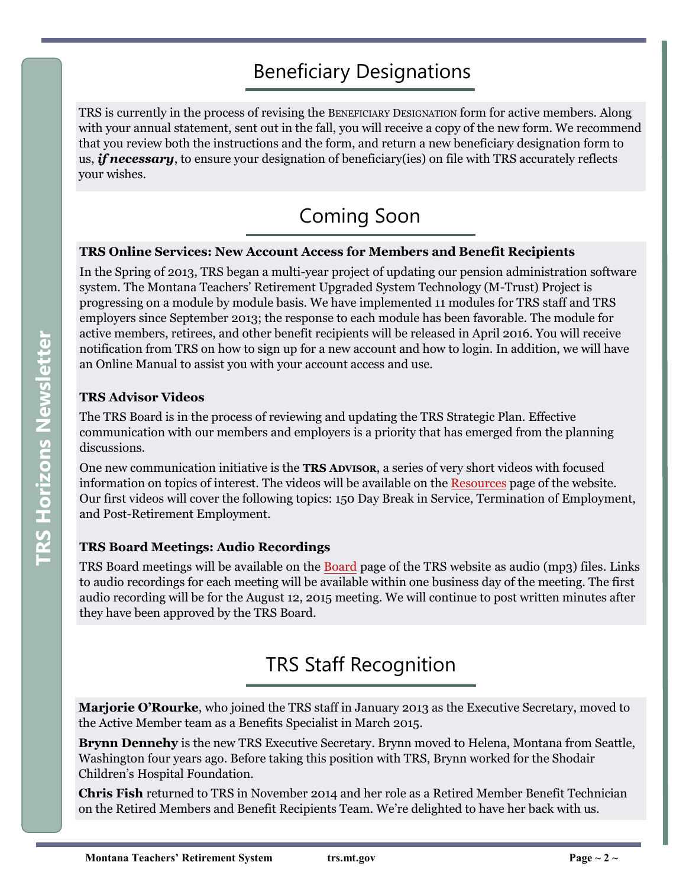# Beneficiary Designations

TRS is currently in the process of revising the BENEFICIARY DESIGNATION form for active members. Along with your annual statement, sent out in the fall, you will receive a copy of the new form. We recommend that you review both the instructions and the form, and return a new beneficiary designation form to us, ***if necessary***, to ensure your designation of beneficiary(ies) on file with TRS accurately reflects your wishes.

# Coming Soon

**TRS Online Services: New Account Access for Members and Benefit Recipients**

In the Spring of 2013, TRS began a multi-year project of updating our pension administration software system. The Montana Teachers' Retirement Upgraded System Technology (M-Trust) Project is progressing on a module by module basis. We have implemented 11 modules for TRS staff and TRS employers since September 2013; the response to each module has been favorable. The module for active members, retirees, and other benefit recipients will be released in April 2016. You will receive notification from TRS on how to sign up for a new account and how to login. In addition, we will have an Online Manual to assist you with your account access and use.

**TRS Advisor Videos**

The TRS Board is in the process of reviewing and updating the TRS Strategic Plan. Effective communication with our members and employers is a priority that has emerged from the planning discussions.

One new communication initiative is the **TRS ADVISOR**, a series of very short videos with focused information on topics of interest. The videos will be available on the Resources page of the website. Our first videos will cover the following topics: 150 Day Break in Service, Termination of Employment, and Post-Retirement Employment.

**TRS Board Meetings: Audio Recordings**

TRS Board meetings will be available on the Board page of the TRS website as audio (mp3) files. Links to audio recordings for each meeting will be available within one business day of the meeting. The first audio recording will be for the August 12, 2015 meeting. We will continue to post written minutes after they have been approved by the TRS Board.

# TRS Staff Recognition

**Marjorie O'Rourke**, who joined the TRS staff in January 2013 as the Executive Secretary, moved to the Active Member team as a Benefits Specialist in March 2015.

**Brynn Dennehy** is the new TRS Executive Secretary. Brynn moved to Helena, Montana from Seattle, Washington four years ago. Before taking this position with TRS, Brynn worked for the Shodair Children's Hospital Foundation.

**Chris Fish** returned to TRS in November 2014 and her role as a Retired Member Benefit Technician on the Retired Members and Benefit Recipients Team. We're delighted to have her back with us.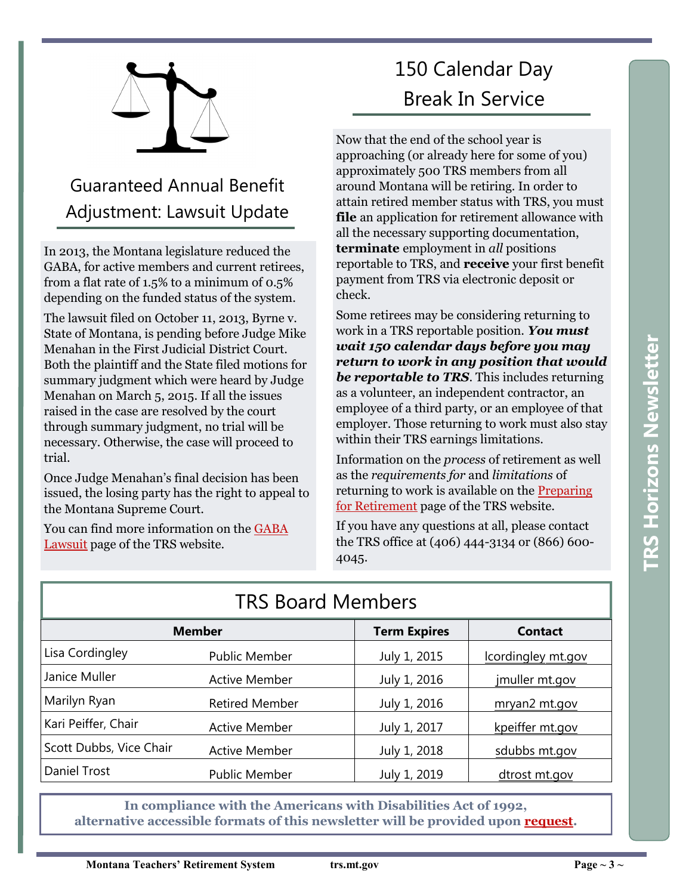## Guaranteed Annual Benefit Adjustment: Lawsuit Update

In 2013, the Montana legislature reduced the GABA, for active members and current retirees, from a flat rate of 1.5% to a minimum of 0.5% depending on the funded status of the system.

The lawsuit filed on October 11, 2013, Byrne v. State of Montana, is pending before Judge Mike Menahan in the First Judicial District Court. Both the plaintiff and the State filed motions for summary judgment which were heard by Judge Menahan on March 5, 2015. If all the issues raised in the case are resolved by the court through summary judgment, no trial will be necessary. Otherwise, the case will proceed to trial.

Once Judge Menahan's final decision has been issued, the losing party has the right to appeal to the Montana Supreme Court.

You can find more information on the GABA Lawsuit page of the TRS website.

## 150 Calendar Day Break In Service

Now that the end of the school year is approaching (or already here for some of you) approximately 500 TRS members from all around Montana will be retiring. In order to attain retired member status with TRS, you must **file** an application for retirement allowance with all the necessary supporting documentation, **terminate** employment in *all* positions reportable to TRS, and **receive** your first benefit payment from TRS via electronic deposit or check.

Some retirees may be considering returning to work in a TRS reportable position. ***You must wait 150 calendar days before you may return to work in any position that would be reportable to TRS***. This includes returning as a volunteer, an independent contractor, an employee of a third party, or an employee of that employer. Those returning to work must also stay within their TRS earnings limitations.

Information on the *process* of retirement as well as the *requirements for* and *limitations* of returning to work is available on the Preparing for Retirement page of the TRS website.

If you have any questions at all, please contact the TRS office at (406) 444-3134 or (866) 600-4045.

## TRS Board Members

| Member | | Term Expires | Contact |
|---|---|---|---|
| Lisa Cordingley | Public Member | July 1, 2015 | lcordingley mt.gov |
| Janice Muller | Active Member | July 1, 2016 | jmuller mt.gov |
| Marilyn Ryan | Retired Member | July 1, 2016 | mryan2 mt.gov |
| Kari Peiffer, Chair | Active Member | July 1, 2017 | kpeiffer mt.gov |
| Scott Dubbs, Vice Chair | Active Member | July 1, 2018 | sdubbs mt.gov |
| Daniel Trost | Public Member | July 1, 2019 | dtrost mt.gov |

**In compliance with the Americans with Disabilities Act of 1992, alternative accessible formats of this newsletter will be provided upon request.**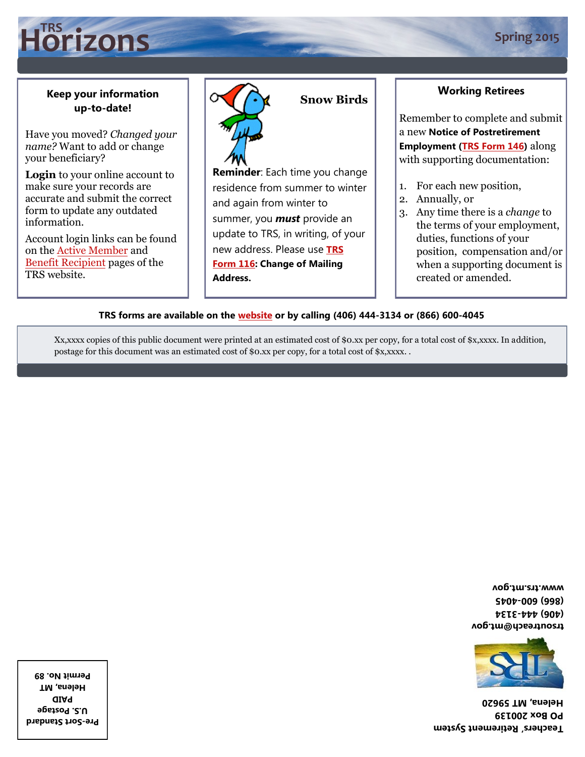# TRS Horizons

Spring 2015

### Keep your information up-to-date!

Have you moved? *Changed your name?* Want to add or change your beneficiary?

**Login** to your online account to make sure your records are accurate and submit the correct form to update any outdated information.

Account login links can be found on the Active Member and Benefit Recipient pages of the TRS website.

### Snow Birds

**Reminder**: Each time you change residence from summer to winter and again from winter to summer, you ***must*** provide an update to TRS, in writing, of your new address. Please use **TRS Form 116: Change of Mailing Address.**

### Working Retirees

Remember to complete and submit a new **Notice of Postretirement Employment (TRS Form 146)** along with supporting documentation:

1. For each new position,
2. Annually, or
3. Any time there is a *change* to the terms of your employment, duties, functions of your position, compensation and/or when a supporting document is created or amended.

**TRS forms are available on the website or by calling (406) 444-3134 or (866) 600-4045**

Xx,xxxx copies of this public document were printed at an estimated cost of $0.xx per copy, for a total cost of $x,xxxx. In addition, postage for this document was an estimated cost of $0.xx per copy, for a total cost of $x,xxxx. .

**Teachers' Retirement System**
**PO Box 200139**
**Helena, MT 59620**

**trsoutreach@mt.gov**
**(406) 444-3134**
**(866) 600-4045**
**www.trs.mt.gov**

**Pre-Sort Standard**
**U.S. Postage**
**PAID**
**Helena, MT**
**Permit No. 89**